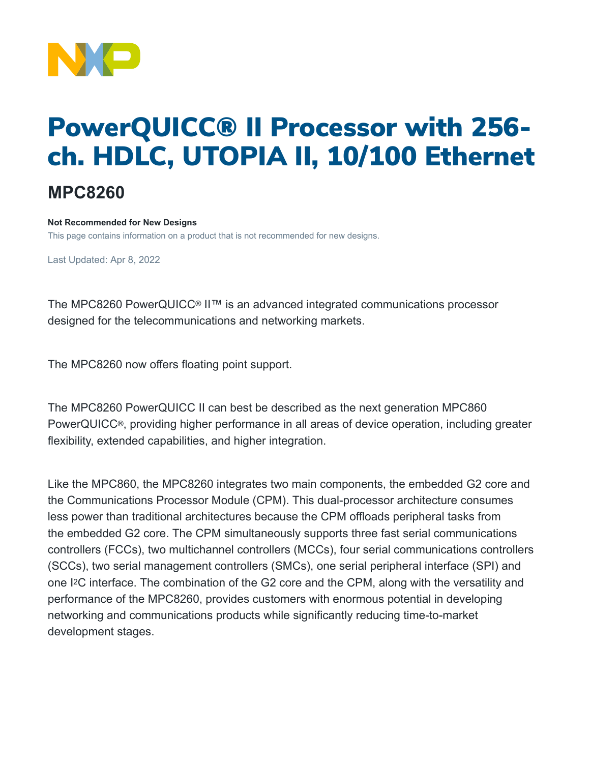# PowerQUICC® II Processor with 256-ch. HDLC, UTOPIA II, 10/100 Ethernet

## MPC8260

**Not Recommended for New Designs**

This page contains information on a product that is not recommended for new designs.

Last Updated: Apr 8, 2022

The MPC8260 PowerQUICC® II™ is an advanced integrated communications processor designed for the telecommunications and networking markets.

The MPC8260 now offers floating point support.

The MPC8260 PowerQUICC II can best be described as the next generation MPC860 PowerQUICC®, providing higher performance in all areas of device operation, including greater flexibility, extended capabilities, and higher integration.

Like the MPC860, the MPC8260 integrates two main components, the embedded G2 core and the Communications Processor Module (CPM). This dual-processor architecture consumes less power than traditional architectures because the CPM offloads peripheral tasks from the embedded G2 core. The CPM simultaneously supports three fast serial communications controllers (FCCs), two multichannel controllers (MCCs), four serial communications controllers (SCCs), two serial management controllers (SMCs), one serial peripheral interface (SPI) and one I²C interface. The combination of the G2 core and the CPM, along with the versatility and performance of the MPC8260, provides customers with enormous potential in developing networking and communications products while significantly reducing time-to-market development stages.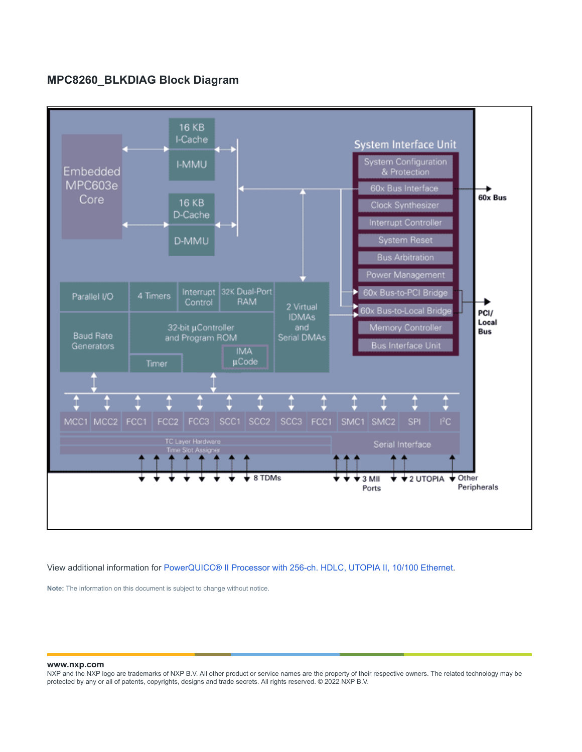## MPC8260_BLKDIAG Block Diagram

Embedded MPC603e Core

16 KB I-Cache

I-MMU

16 KB D-Cache

D-MMU

System Interface Unit

System Configuration & Protection

60x Bus Interface

Clock Synthesizer

Interrupt Controller

System Reset

Bus Arbitration

Power Management

60x Bus-to-PCI Bridge

60x Bus-to-Local Bridge

Memory Controller

Bus Interface Unit

60x Bus

PCI/ Local Bus

Parallel I/O

4 Timers

Interrupt Control

32K Dual-Port RAM

2 Virtual IDMAs and Serial DMAs

Baud Rate Generators

32-bit µController and Program ROM

Timer

IMA µCode

MCC1 MCC2 FCC1 FCC2 FCC3 SCC1 SCC2 SCC3 FCC1 SMC1 SMC2 SPI I²C

TC Layer Hardware

Time Slot Assigner

Serial Interface

8 TDMs

3 MII Ports

2 UTOPIA

Other Peripherals

View additional information for PowerQUICC® II Processor with 256-ch. HDLC, UTOPIA II, 10/100 Ethernet.

**Note:** The information on this document is subject to change without notice.

**www.nxp.com**

NXP and the NXP logo are trademarks of NXP B.V. All other product or service names are the property of their respective owners. The related technology may be protected by any or all of patents, copyrights, designs and trade secrets. All rights reserved. © 2022 NXP B.V.